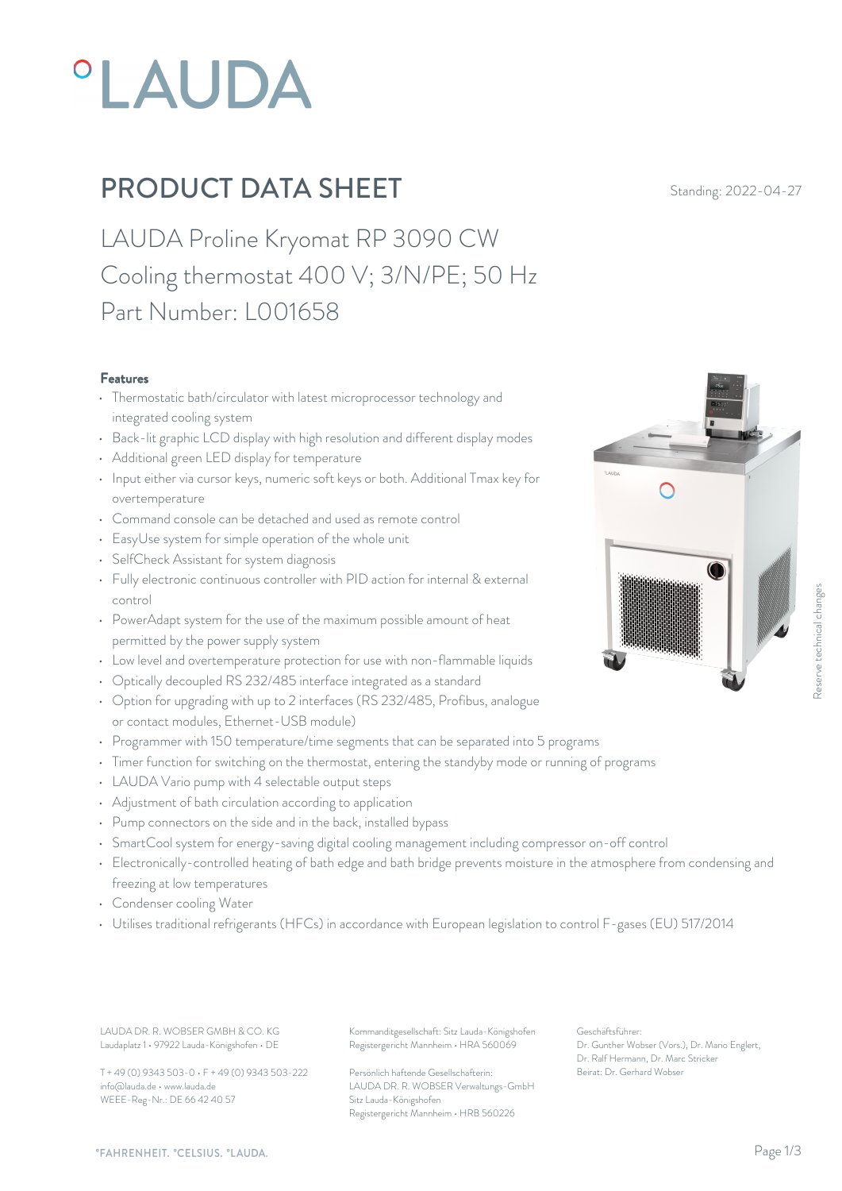# PRODUCT DATA SHEET

Standing: 2022-04-27

## LAUDA Proline Kryomat RP 3090 CW
## Cooling thermostat 400 V; 3/N/PE; 50 Hz
## Part Number: L001658

### Features

- Thermostatic bath/circulator with latest microprocessor technology and integrated cooling system
- Back-lit graphic LCD display with high resolution and different display modes
- Additional green LED display for temperature
- Input either via cursor keys, numeric soft keys or both. Additional Tmax key for overtemperature
- Command console can be detached and used as remote control
- EasyUse system for simple operation of the whole unit
- SelfCheck Assistant for system diagnosis
- Fully electronic continuous controller with PID action for internal & external control
- PowerAdapt system for the use of the maximum possible amount of heat permitted by the power supply system
- Low level and overtemperature protection for use with non-flammable liquids
- Optically decoupled RS 232/485 interface integrated as a standard
- Option for upgrading with up to 2 interfaces (RS 232/485, Profibus, analogue or contact modules, Ethernet-USB module)
- Programmer with 150 temperature/time segments that can be separated into 5 programs
- Timer function for switching on the thermostat, entering the standyby mode or running of programs
- LAUDA Vario pump with 4 selectable output steps
- Adjustment of bath circulation according to application
- Pump connectors on the side and in the back, installed bypass
- SmartCool system for energy-saving digital cooling management including compressor on-off control
- Electronically-controlled heating of bath edge and bath bridge prevents moisture in the atmosphere from condensing and freezing at low temperatures
- Condenser cooling Water
- Utilises traditional refrigerants (HFCs) in accordance with European legislation to control F-gases (EU) 517/2014

LAUDA DR. R. WOBSER GMBH & CO. KG
Laudaplatz 1 • 97922 Lauda-Königshofen • DE

T + 49 (0) 9343 503-0 • F + 49 (0) 9343 503-222
info@lauda.de • www.lauda.de
WEEE-Reg-Nr.: DE 66 42 40 57

Kommanditgesellschaft: Sitz Lauda-Königshofen
Registergericht Mannheim • HRA 560069

Persönlich haftende Gesellschafterin:
LAUDA DR. R. WOBSER Verwaltungs-GmbH
Sitz Lauda-Königshofen
Registergericht Mannheim • HRB 560226

Geschäftsführer:
Dr. Gunther Wobser (Vors.), Dr. Mario Englert, Dr. Ralf Hermann, Dr. Marc Stricker
Beirat: Dr. Gerhard Wobser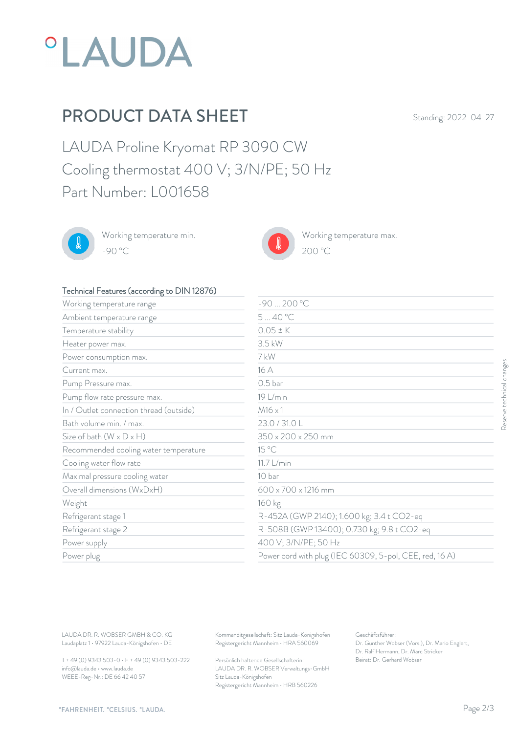# PRODUCT DATA SHEET

Standing: 2022-04-27

## LAUDA Proline Kryomat RP 3090 CW
## Cooling thermostat 400 V; 3/N/PE; 50 Hz
## Part Number: L001658

Working temperature min.
-90 °C

Working temperature max.
200 °C

| Technical Features (according to DIN 12876) | |
|---|---|
| Working temperature range | -90 ... 200 °C |
| Ambient temperature range | 5 ... 40 °C |
| Temperature stability | 0.05 ± K |
| Heater power max. | 3.5 kW |
| Power consumption max. | 7 kW |
| Current max. | 16 A |
| Pump Pressure max. | 0.5 bar |
| Pump flow rate pressure max. | 19 L/min |
| In / Outlet connection thread (outside) | M16 x 1 |
| Bath volume min. / max. | 23.0 / 31.0 L |
| Size of bath (W x D x H) | 350 x 200 x 250 mm |
| Recommended cooling water temperature | 15 °C |
| Cooling water flow rate | 11.7 L/min |
| Maximal pressure cooling water | 10 bar |
| Overall dimensions (WxDxH) | 600 x 700 x 1216 mm |
| Weight | 160 kg |
| Refrigerant stage 1 | R-452A (GWP 2140); 1.600 kg; 3.4 t $CO_2$-eq |
| Refrigerant stage 2 | R-508B (GWP 13400); 0.730 kg; 9.8 t $CO_2$-eq |
| Power supply | 400 V; 3/N/PE; 50 Hz |
| Power plug | Power cord with plug (IEC 60309, 5-pol, CEE, red, 16 A) |

Reserve technical changes

LAUDA DR. R. WOBSER GMBH & CO. KG
Laudaplatz 1 • 97922 Lauda-Königshofen • DE

T + 49 (0) 9343 503-0 • F + 49 (0) 9343 503-222
info@lauda.de • www.lauda.de
WEEE-Reg-Nr.: DE 66 42 40 57

Kommanditgesellschaft: Sitz Lauda-Königshofen
Registergericht Mannheim • HRA 560069

Persönlich haftende Gesellschafterin:
LAUDA DR. R. WOBSER Verwaltungs-GmbH
Sitz Lauda-Königshofen
Registergericht Mannheim • HRB 560226

Geschäftsführer:
Dr. Gunther Wobser (Vors.), Dr. Mario Englert,
Dr. Ralf Hermann, Dr. Marc Stricker
Beirat: Dr. Gerhard Wobser

°FAHRENHEIT. °CELSIUS. °LAUDA.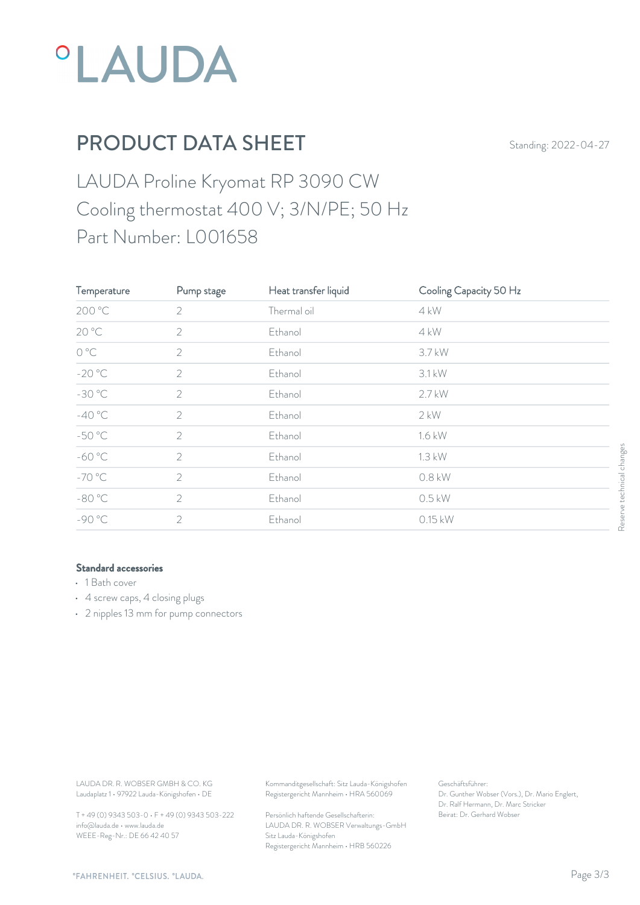# PRODUCT DATA SHEET

Standing: 2022-04-27

LAUDA Proline Kryomat RP 3090 CW
Cooling thermostat 400 V; 3/N/PE; 50 Hz
Part Number: L001658

| Temperature | Pump stage | Heat transfer liquid | Cooling Capacity 50 Hz |
|---|---|---|---|
| 200 °C | 2 | Thermal oil | 4 kW |
| 20 °C | 2 | Ethanol | 4 kW |
| 0 °C | 2 | Ethanol | 3.7 kW |
| -20 °C | 2 | Ethanol | 3.1 kW |
| -30 °C | 2 | Ethanol | 2.7 kW |
| -40 °C | 2 | Ethanol | 2 kW |
| -50 °C | 2 | Ethanol | 1.6 kW |
| -60 °C | 2 | Ethanol | 1.3 kW |
| -70 °C | 2 | Ethanol | 0.8 kW |
| -80 °C | 2 | Ethanol | 0.5 kW |
| -90 °C | 2 | Ethanol | 0.15 kW |

Reserve technical changes

**Standard accessories**

- 1 Bath cover
- 4 screw caps, 4 closing plugs
- 2 nipples 13 mm for pump connectors

LAUDA DR. R. WOBSER GMBH & CO. KG
Laudaplatz 1 • 97922 Lauda-Königshofen • DE

T + 49 (0) 9343 503-0 • F + 49 (0) 9343 503-222
info@lauda.de • www.lauda.de
WEEE-Reg-Nr.: DE 66 42 40 57

Kommanditgesellschaft: Sitz Lauda-Königshofen
Registergericht Mannheim • HRA 560069

Persönlich haftende Gesellschafterin:
LAUDA DR. R. WOBSER Verwaltungs-GmbH
Sitz Lauda-Königshofen
Registergericht Mannheim • HRB 560226

Geschäftsführer:
Dr. Gunther Wobser (Vors.), Dr. Mario Englert,
Dr. Ralf Hermann, Dr. Marc Stricker
Beirat: Dr. Gerhard Wobser

°FAHRENHEIT. °CELSIUS. °LAUDA.